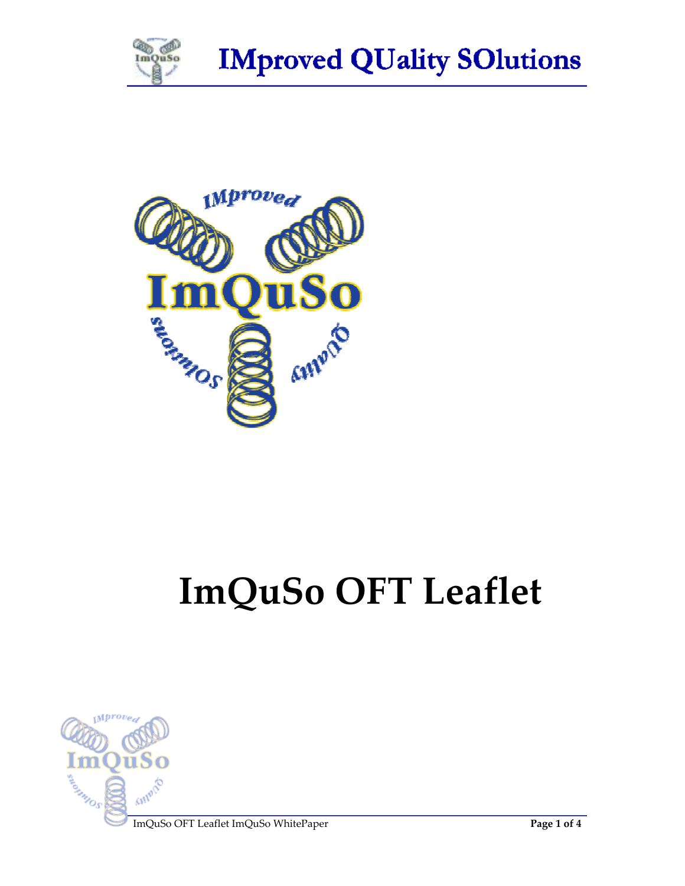# ImQuSo OFT Leaflet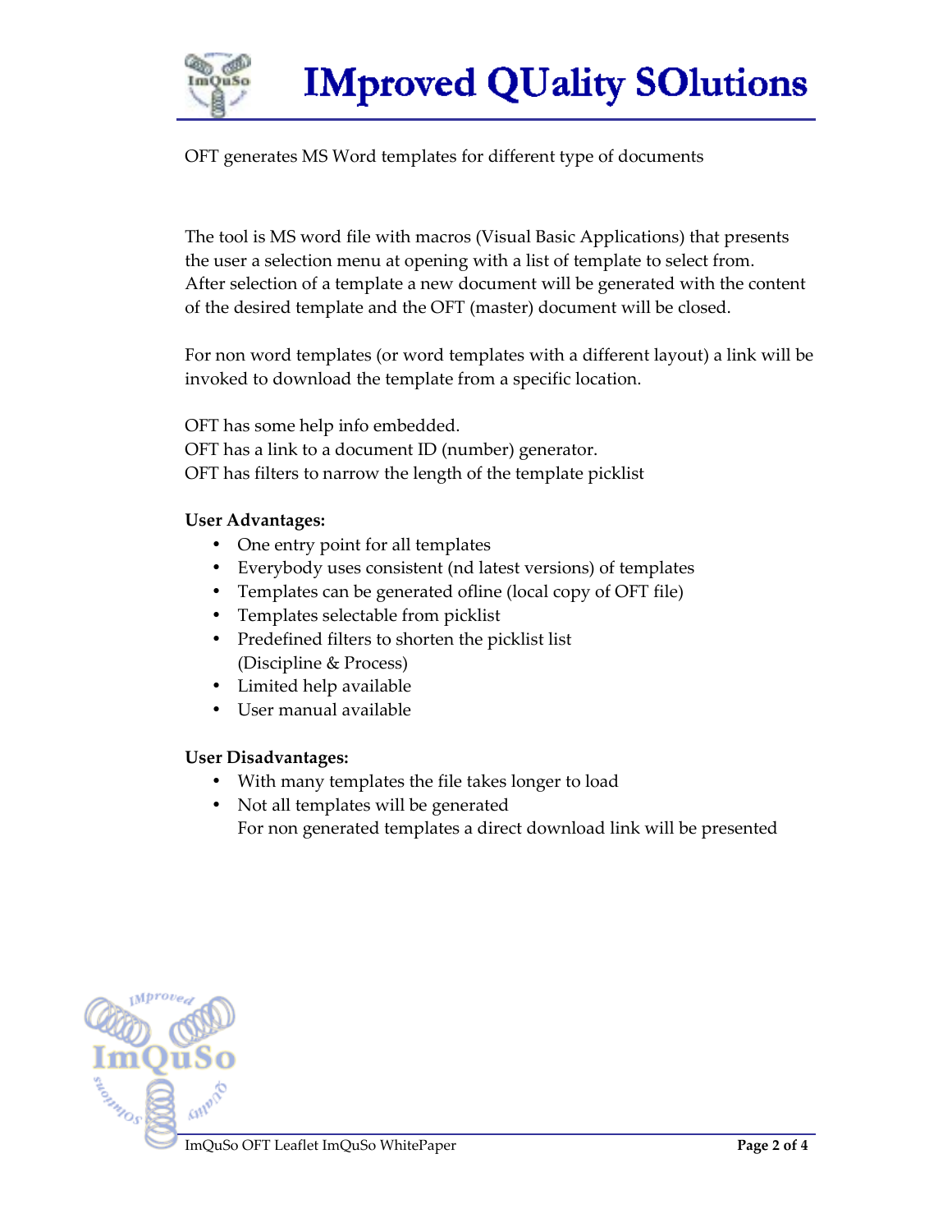OFT generates MS Word templates for different type of documents

The tool is MS word file with macros (Visual Basic Applications) that presents the user a selection menu at opening with a list of template to select from. After selection of a template a new document will be generated with the content of the desired template and the OFT (master) document will be closed.

For non word templates (or word templates with a different layout) a link will be invoked to download the template from a specific location.

OFT has some help info embedded.
OFT has a link to a document ID (number) generator.
OFT has filters to narrow the length of the template picklist

**User Advantages:**

- One entry point for all templates
- Everybody uses consistent (nd latest versions) of templates
- Templates can be generated ofline (local copy of OFT file)
- Templates selectable from picklist
- Predefined filters to shorten the picklist list
  (Discipline & Process)
- Limited help available
- User manual available

**User Disadvantages:**

- With many templates the file takes longer to load
- Not all templates will be generated
  For non generated templates a direct download link will be presented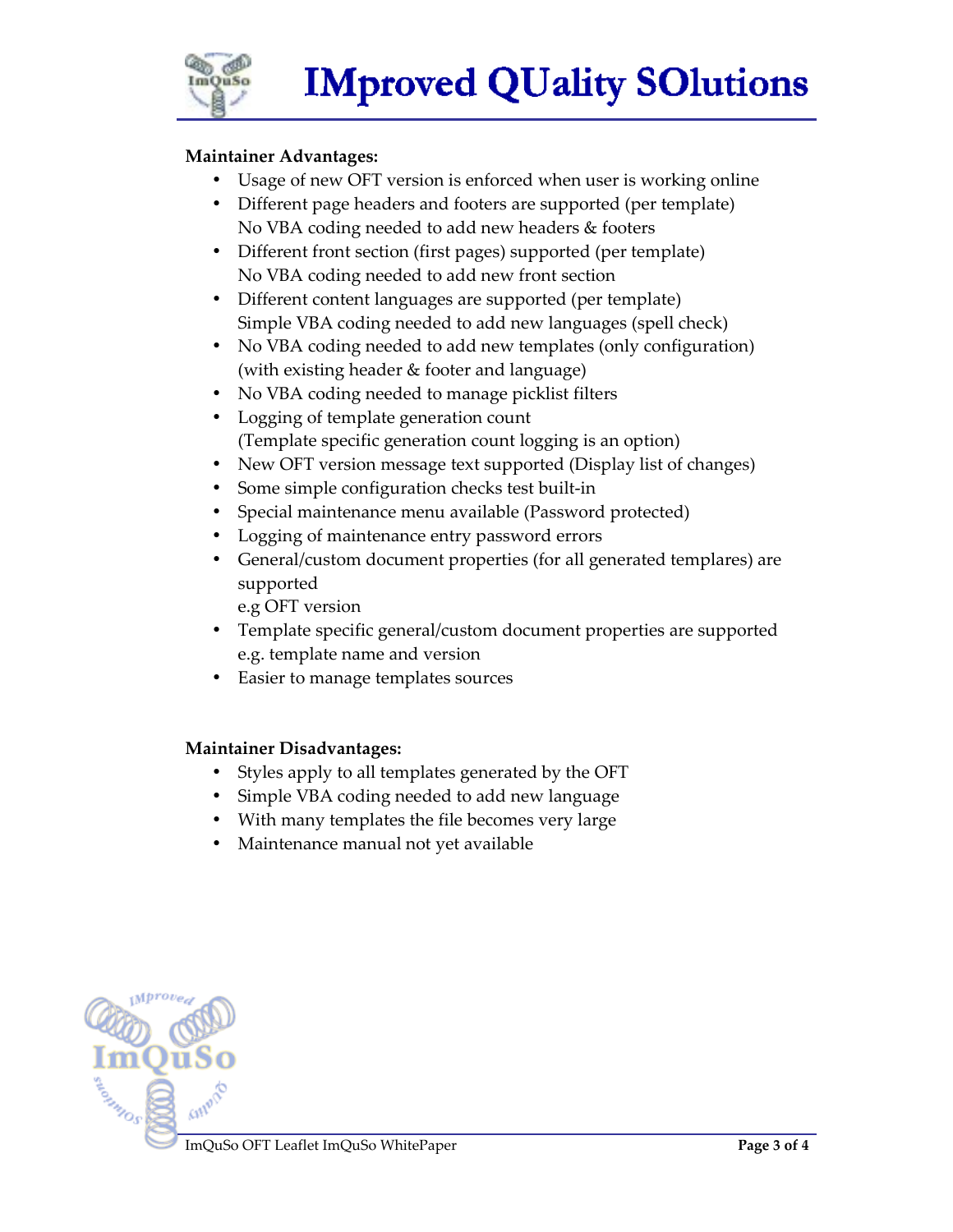**Maintainer Advantages:**

- Usage of new OFT version is enforced when user is working online
- Different page headers and footers are supported (per template)
  No VBA coding needed to add new headers & footers
- Different front section (first pages) supported (per template)
  No VBA coding needed to add new front section
- Different content languages are supported (per template)
  Simple VBA coding needed to add new languages (spell check)
- No VBA coding needed to add new templates (only configuration)
  (with existing header & footer and language)
- No VBA coding needed to manage picklist filters
- Logging of template generation count
  (Template specific generation count logging is an option)
- New OFT version message text supported (Display list of changes)
- Some simple configuration checks test built-in
- Special maintenance menu available (Password protected)
- Logging of maintenance entry password errors
- General/custom document properties (for all generated templares) are supported
  e.g OFT version
- Template specific general/custom document properties are supported
  e.g. template name and version
- Easier to manage templates sources

**Maintainer Disadvantages:**

- Styles apply to all templates generated by the OFT
- Simple VBA coding needed to add new language
- With many templates the file becomes very large
- Maintenance manual not yet available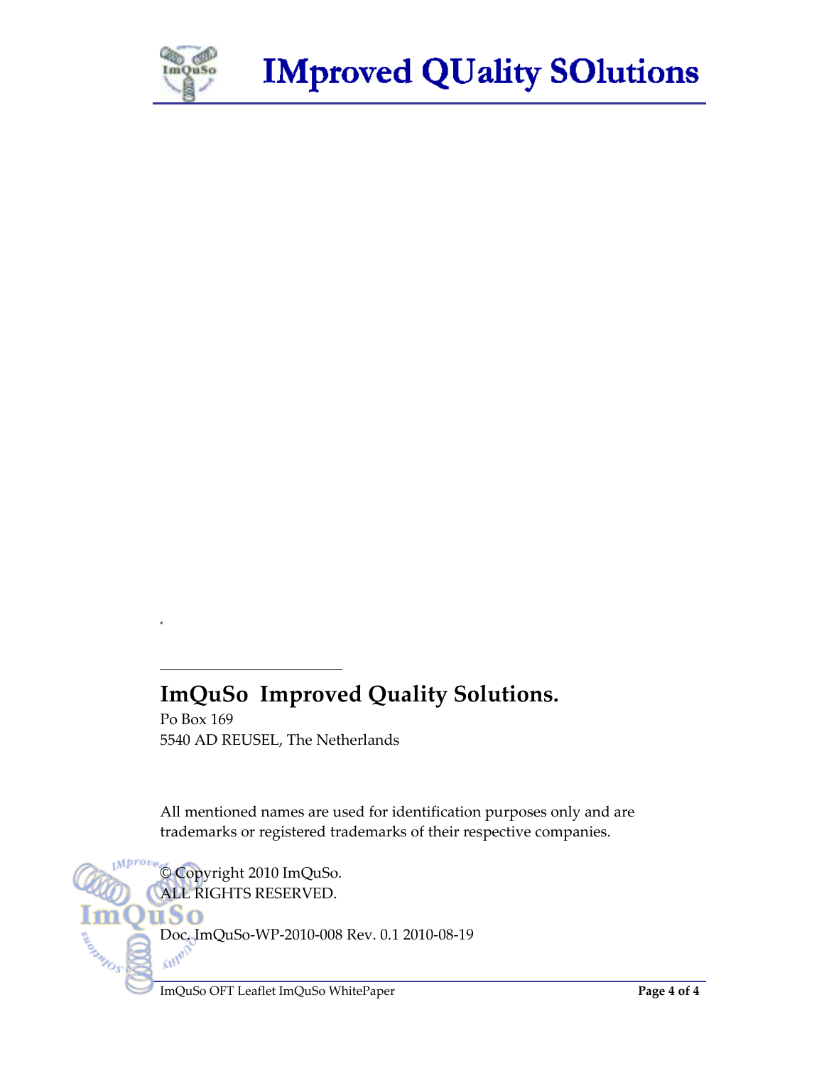*

---

**ImQuSo  Improved Quality Solutions.**

Po Box 169
5540 AD REUSEL, The Netherlands

All mentioned names are used for identification purposes only and are trademarks or registered trademarks of their respective companies.

© Copyright 2010 ImQuSo.
ALL RIGHTS RESERVED.

Doc. ImQuSo-WP-2010-008 Rev. 0.1 2010-08-19